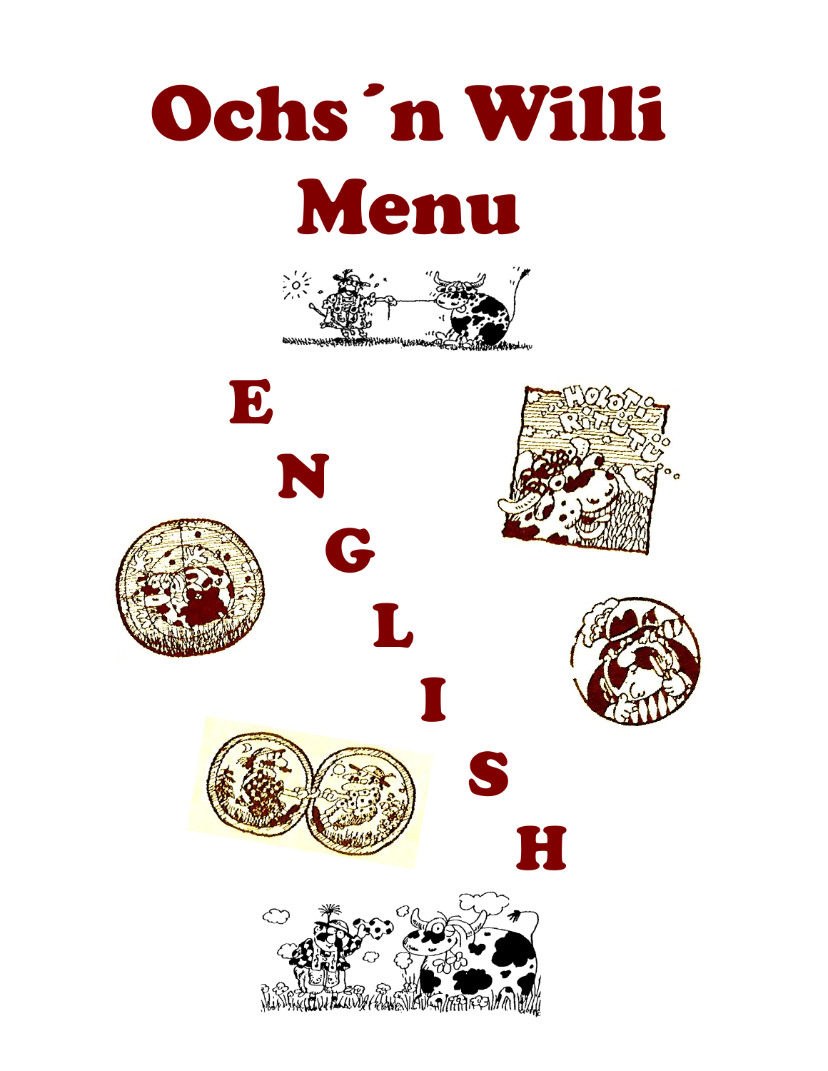# Ochs´n Willi
# Menu

E
N
G
L
I
S
H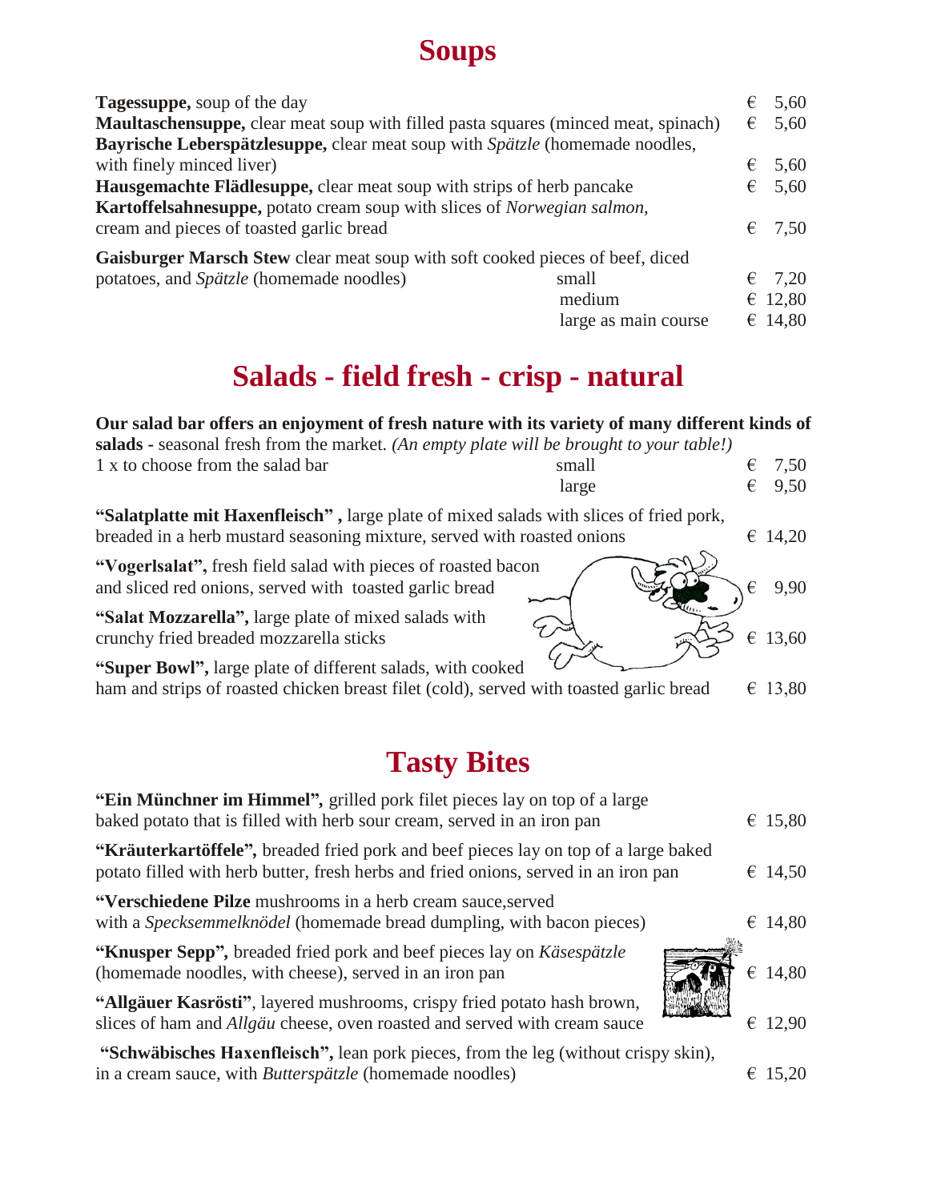# Soups

**Tagessuppe,** soup of the day € 5,60

**Maultaschensuppe,** clear meat soup with filled pasta squares (minced meat, spinach) € 5,60

**Bayrische Leberspätzlesuppe,** clear meat soup with *Spätzle* (homemade noodles, with finely minced liver) € 5,60

**Hausgemachte Flädlesuppe,** clear meat soup with strips of herb pancake € 5,60

**Kartoffelsahnesuppe,** potato cream soup with slices of *Norwegian salmon,* cream and pieces of toasted garlic bread € 7,50

**Gaisburger Marsch Stew** clear meat soup with soft cooked pieces of beef, diced potatoes, and *Spätzle* (homemade noodles)

| | |
|---|---|
| small | € 7,20 |
| medium | € 12,80 |
| large as main course | € 14,80 |

# Salads - field fresh - crisp - natural

**Our salad bar offers an enjoyment of fresh nature with its variety of many different kinds of salads** - seasonal fresh from the market. *(An empty plate will be brought to your table!)*

1 x to choose from the salad bar

| | |
|---|---|
| small | € 7,50 |
| large | € 9,50 |

**"Salatplatte mit Haxenfleisch" ,** large plate of mixed salads with slices of fried pork, breaded in a herb mustard seasoning mixture, served with roasted onions € 14,20

**"Vogerlsalat",** fresh field salad with pieces of roasted bacon and sliced red onions, served with toasted garlic bread € 9,90

**"Salat Mozzarella",** large plate of mixed salads with crunchy fried breaded mozzarella sticks € 13,60

**"Super Bowl",** large plate of different salads, with cooked ham and strips of roasted chicken breast filet (cold), served with toasted garlic bread € 13,80

# Tasty Bites

**"Ein Münchner im Himmel",** grilled pork filet pieces lay on top of a large baked potato that is filled with herb sour cream, served in an iron pan € 15,80

**"Kräuterkartöffele",** breaded fried pork and beef pieces lay on top of a large baked potato filled with herb butter, fresh herbs and fried onions, served in an iron pan € 14,50

**"Verschiedene Pilze** mushrooms in a herb cream sauce,served with a *Specksemmelknödel* (homemade bread dumpling, with bacon pieces) € 14,80

**"Knusper Sepp",** breaded fried pork and beef pieces lay on *Käsespätzle* (homemade noodles, with cheese), served in an iron pan € 14,80

**"Allgäuer Kasrösti"**, layered mushrooms, crispy fried potato hash brown, slices of ham and *Allgäu* cheese, oven roasted and served with cream sauce € 12,90

**"Schwäbisches Haxenfleisch",** lean pork pieces, from the leg (without crispy skin), in a cream sauce, with *Butterspätzle* (homemade noodles) € 15,20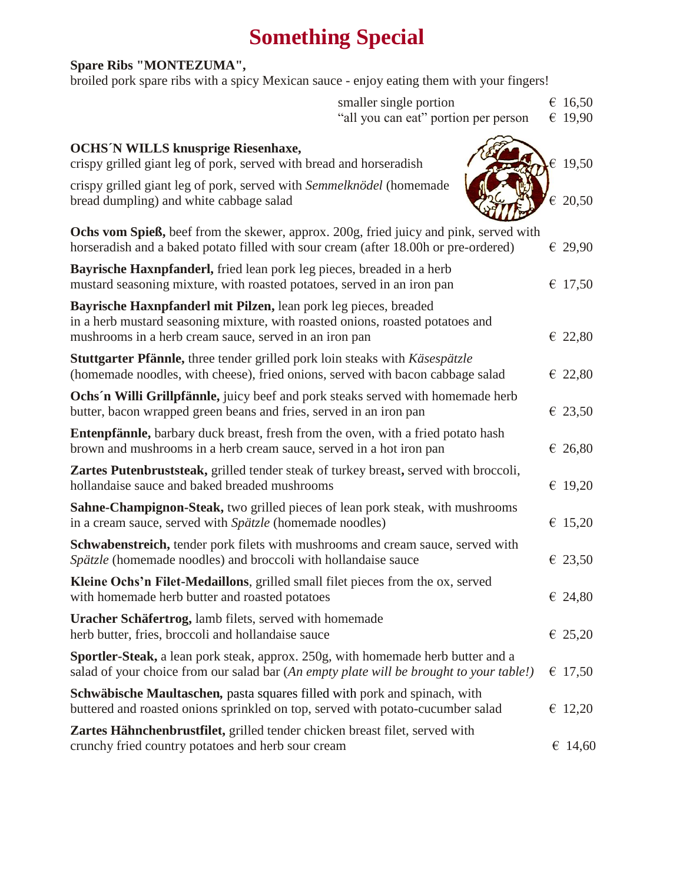# Something Special

**Spare Ribs "MONTEZUMA",**
broiled pork spare ribs with a spicy Mexican sauce - enjoy eating them with your fingers!

| | |
|---|---|
| smaller single portion | € 16,50 |
| "all you can eat" portion per person | € 19,90 |

**OCHS´N WILLS knusprige Riesenhaxe,**
crispy grilled giant leg of pork, served with bread and horseradish — € 19,50

crispy grilled giant leg of pork, served with *Semmelknödel* (homemade bread dumpling) and white cabbage salad — € 20,50

**Ochs vom Spieß,** beef from the skewer, approx. 200g, fried juicy and pink, served with horseradish and a baked potato filled with sour cream (after 18.00h or pre-ordered) — € 29,90

**Bayrische Haxnpfanderl,** fried lean pork leg pieces, breaded in a herb mustard seasoning mixture, with roasted potatoes, served in an iron pan — € 17,50

**Bayrische Haxnpfanderl mit Pilzen,** lean pork leg pieces, breaded in a herb mustard seasoning mixture, with roasted onions, roasted potatoes and mushrooms in a herb cream sauce, served in an iron pan — € 22,80

**Stuttgarter Pfännle,** three tender grilled pork loin steaks with *Käsespätzle* (homemade noodles, with cheese), fried onions, served with bacon cabbage salad — € 22,80

**Ochs´n Willi Grillpfännle,** juicy beef and pork steaks served with homemade herb butter, bacon wrapped green beans and fries, served in an iron pan — € 23,50

**Entenpfännle,** barbary duck breast, fresh from the oven, with a fried potato hash brown and mushrooms in a herb cream sauce, served in a hot iron pan — € 26,80

**Zartes Putenbruststeak,** grilled tender steak of turkey breast**,** served with broccoli, hollandaise sauce and baked breaded mushrooms — € 19,20

**Sahne-Champignon-Steak,** two grilled pieces of lean pork steak, with mushrooms in a cream sauce, served with *Spätzle* (homemade noodles) — € 15,20

**Schwabenstreich,** tender pork filets with mushrooms and cream sauce, served with *Spätzle* (homemade noodles) and broccoli with hollandaise sauce — € 23,50

**Kleine Ochs'n Filet-Medaillons**, grilled small filet pieces from the ox, served with homemade herb butter and roasted potatoes — € 24,80

**Uracher Schäfertrog,** lamb filets, served with homemade herb butter, fries, broccoli and hollandaise sauce — € 25,20

**Sportler-Steak,** a lean pork steak, approx. 250g, with homemade herb butter and a salad of your choice from our salad bar (*An empty plate will be brought to your table!*) — € 17,50

**Schwäbische Maultaschen,** pasta squares filled with pork and spinach, with buttered and roasted onions sprinkled on top, served with potato-cucumber salad — € 12,20

**Zartes Hähnchenbrustfilet,** grilled tender chicken breast filet, served with crunchy fried country potatoes and herb sour cream — € 14,60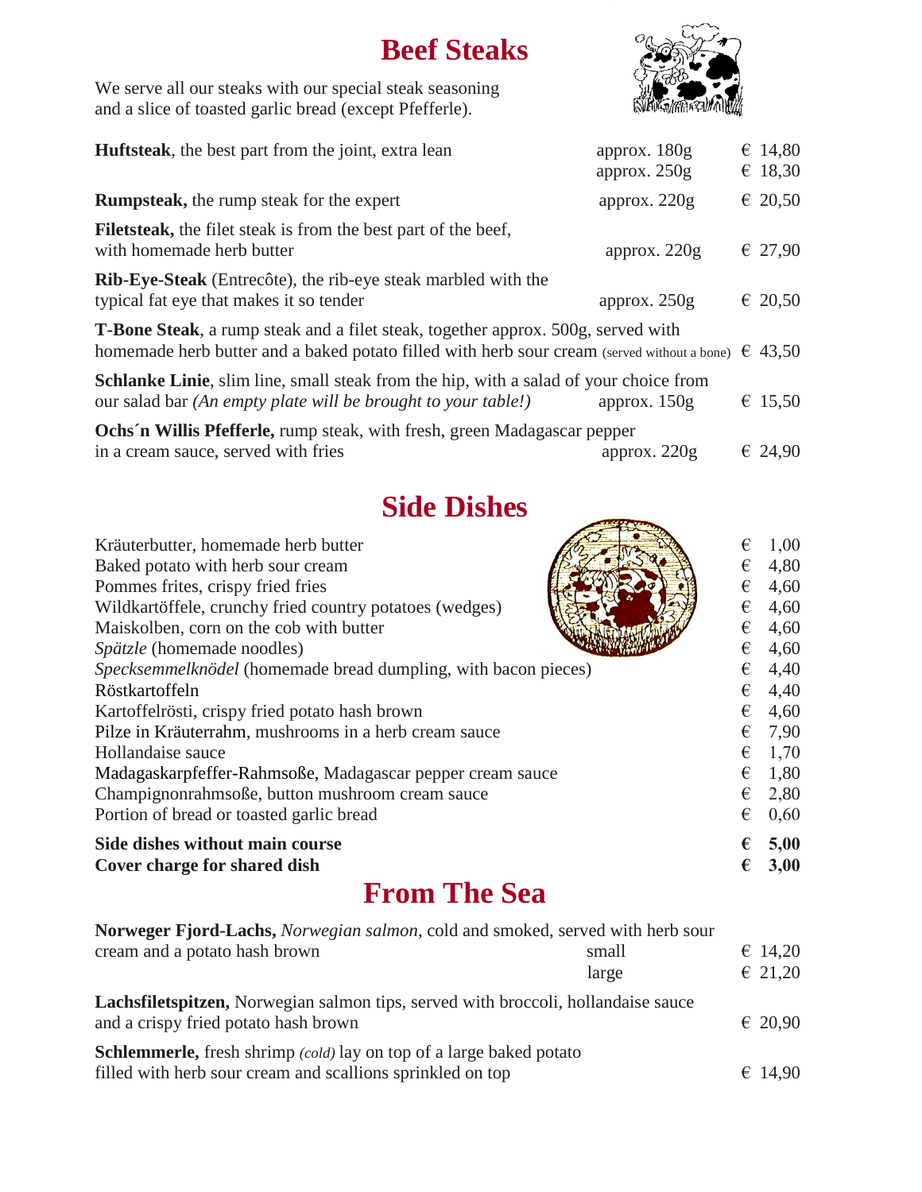# Beef Steaks

We serve all our steaks with our special steak seasoning and a slice of toasted garlic bread (except Pfefferle).

| | | |
|---|---|---|
| **Huftsteak**, the best part from the joint, extra lean | approx. 180g<br>approx. 250g | € 14,80<br>€ 18,30 |
| **Rumpsteak,** the rump steak for the expert | approx. 220g | € 20,50 |
| **Filetsteak,** the filet steak is from the best part of the beef, with homemade herb butter | approx. 220g | € 27,90 |
| **Rib-Eye-Steak** (Entrecôte), the rib-eye steak marbled with the typical fat eye that makes it so tender | approx. 250g | € 20,50 |
| **T-Bone Steak**, a rump steak and a filet steak, together approx. 500g, served with homemade herb butter and a baked potato filled with herb sour cream (served without a bone) | | € 43,50 |
| **Schlanke Linie**, slim line, small steak from the hip, with a salad of your choice from our salad bar *(An empty plate will be brought to your table!)* | approx. 150g | € 15,50 |
| **Ochs´n Willis Pfefferle,** rump steak, with fresh, green Madagascar pepper in a cream sauce, served with fries | approx. 220g | € 24,90 |

# Side Dishes

| | |
|---|---|
| Kräuterbutter, homemade herb butter | € 1,00 |
| Baked potato with herb sour cream | € 4,80 |
| Pommes frites, crispy fried fries | € 4,60 |
| Wildkartöffele, crunchy fried country potatoes (wedges) | € 4,60 |
| Maiskolben, corn on the cob with butter | € 4,60 |
| *Spätzle* (homemade noodles) | € 4,60 |
| *Specksemmelknödel* (homemade bread dumpling, with bacon pieces) | € 4,40 |
| Röstkartoffeln | € 4,40 |
| Kartoffelrösti, crispy fried potato hash brown | € 4,60 |
| Pilze in Kräuterrahm, mushrooms in a herb cream sauce | € 7,90 |
| Hollandaise sauce | € 1,70 |
| Madagaskarpfeffer-Rahmsoße, Madagascar pepper cream sauce | € 1,80 |
| Champignonrahmsoße, button mushroom cream sauce | € 2,80 |
| Portion of bread or toasted garlic bread | € 0,60 |
| **Side dishes without main course** | **€ 5,00** |
| **Cover charge for shared dish** | **€ 3,00** |

# From The Sea

| | | |
|---|---|---|
| **Norweger Fjord-Lachs,** *Norwegian salmon*, cold and smoked, served with herb sour cream and a potato hash brown | small<br>large | € 14,20<br>€ 21,20 |
| **Lachsfiletspitzen,** Norwegian salmon tips, served with broccoli, hollandaise sauce and a crispy fried potato hash brown | | € 20,90 |
| **Schlemmerle,** fresh shrimp *(cold)* lay on top of a large baked potato filled with herb sour cream and scallions sprinkled on top | | € 14,90 |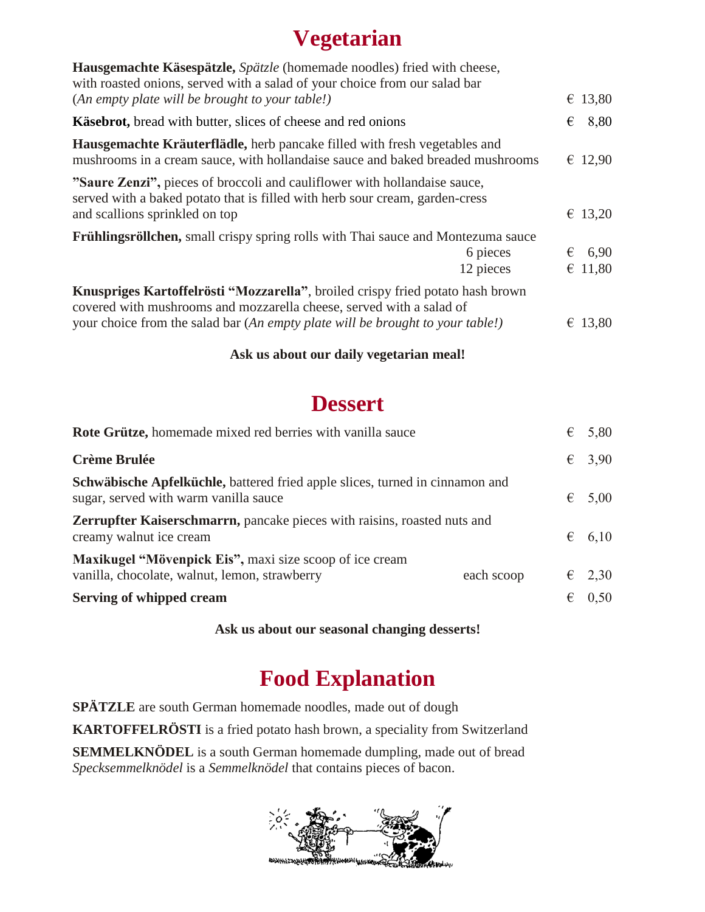# Vegetarian

| | |
|---|---|
| **Hausgemachte Käsespätzle,** *Spätzle* (homemade noodles) fried with cheese, with roasted onions, served with a salad of your choice from our salad bar (*An empty plate will be brought to your table!)* | € 13,80 |
| **Käsebrot,** bread with butter, slices of cheese and red onions | € 8,80 |
| **Hausgemachte Kräuterflädle,** herb pancake filled with fresh vegetables and mushrooms in a cream sauce, with hollandaise sauce and baked breaded mushrooms | € 12,90 |
| **"Saure Zenzi",** pieces of broccoli and cauliflower with hollandaise sauce, served with a baked potato that is filled with herb sour cream, garden-cress and scallions sprinkled on top | € 13,20 |
| **Frühlingsröllchen,** small crispy spring rolls with Thai sauce and Montezuma sauce — 6 pieces | € 6,90 |
| 12 pieces | € 11,80 |
| **Knuspriges Kartoffelrösti "Mozzarella"**, broiled crispy fried potato hash brown covered with mushrooms and mozzarella cheese, served with a salad of your choice from the salad bar (*An empty plate will be brought to your table!)* | € 13,80 |

**Ask us about our daily vegetarian meal!**

# Dessert

| | |
|---|---|
| **Rote Grütze,** homemade mixed red berries with vanilla sauce | € 5,80 |
| **Crème Brulée** | € 3,90 |
| **Schwäbische Apfelküchle,** battered fried apple slices, turned in cinnamon and sugar, served with warm vanilla sauce | € 5,00 |
| **Zerrupfter Kaiserschmarrn,** pancake pieces with raisins, roasted nuts and creamy walnut ice cream | € 6,10 |
| **Maxikugel "Mövenpick Eis",** maxi size scoop of ice cream vanilla, chocolate, walnut, lemon, strawberry — each scoop | € 2,30 |
| **Serving of whipped cream** | € 0,50 |

**Ask us about our seasonal changing desserts!**

# Food Explanation

**SPÄTZLE** are south German homemade noodles, made out of dough

**KARTOFFELRÖSTI** is a fried potato hash brown, a speciality from Switzerland

**SEMMELKNÖDEL** is a south German homemade dumpling, made out of bread
*Specksemmelknödel* is a *Semmelknödel* that contains pieces of bacon.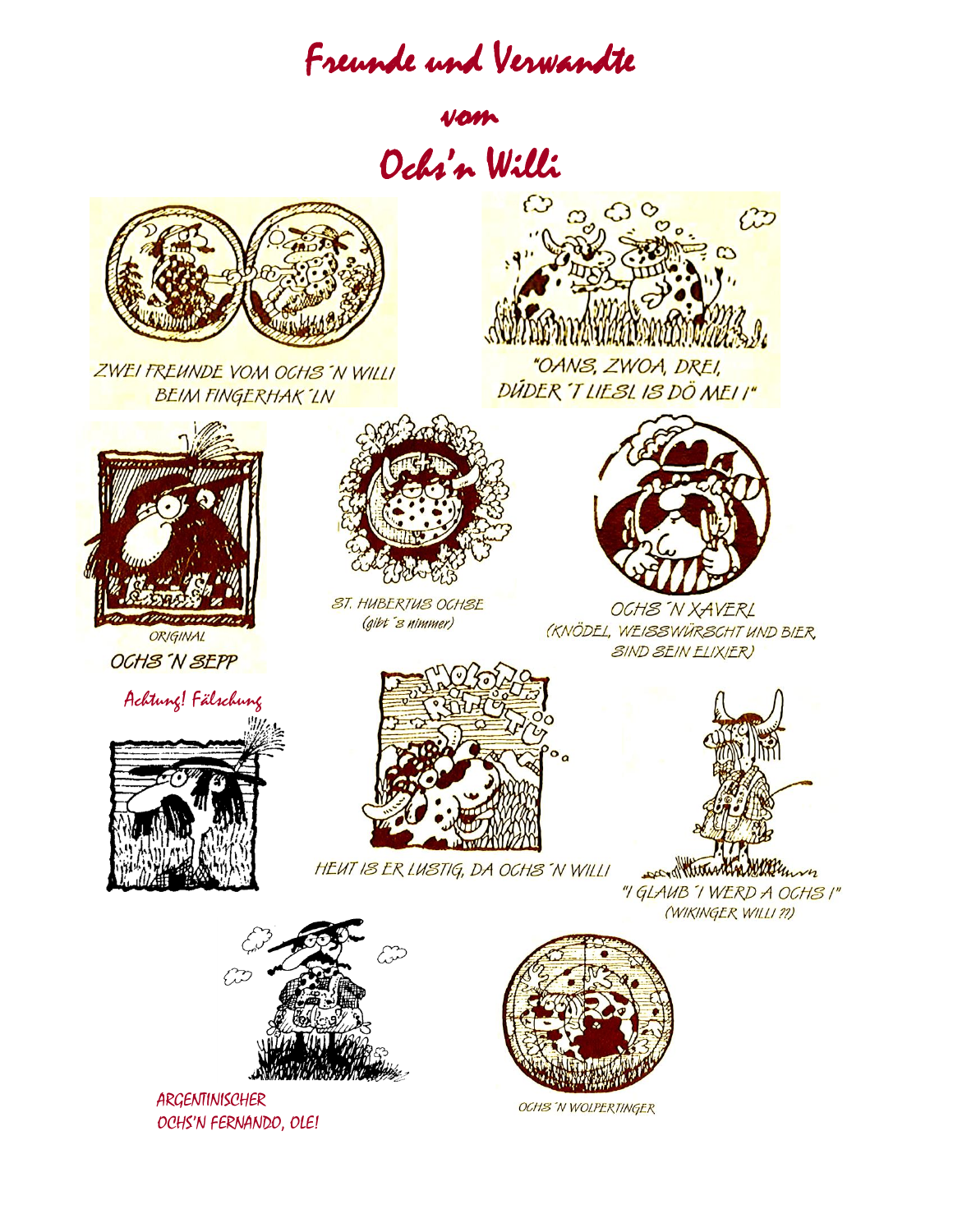# Freunde und Verwandte vom Ochs'n Willi

ZWEI FREUNDE VOM OCHS 'N WILLI BEIM FINGERHAK 'LN

"OANS, ZWOA, DREI, DÜDER 'T LIESL IS DÖ MEI !"

ORIGINAL OCHS 'N SEPP

ST. HUBERTUS OCHSE (gibt 's nimmer)

OCHS 'N XAVERL (KNÖDEL, WEISSWÜRSCHT UND BIER, SIND SEIN ELIXIER)

Achtung! Fälschung

HEUT IS ER LUSTIG, DA OCHS 'N WILLI

"I GLAUB 'I WERD A OCHS !" (WIKINGER WILLI ??)

ARGENTINISCHER OCHS'N FERNANDO, OLE!

OCHS 'N WOLPERTINGER